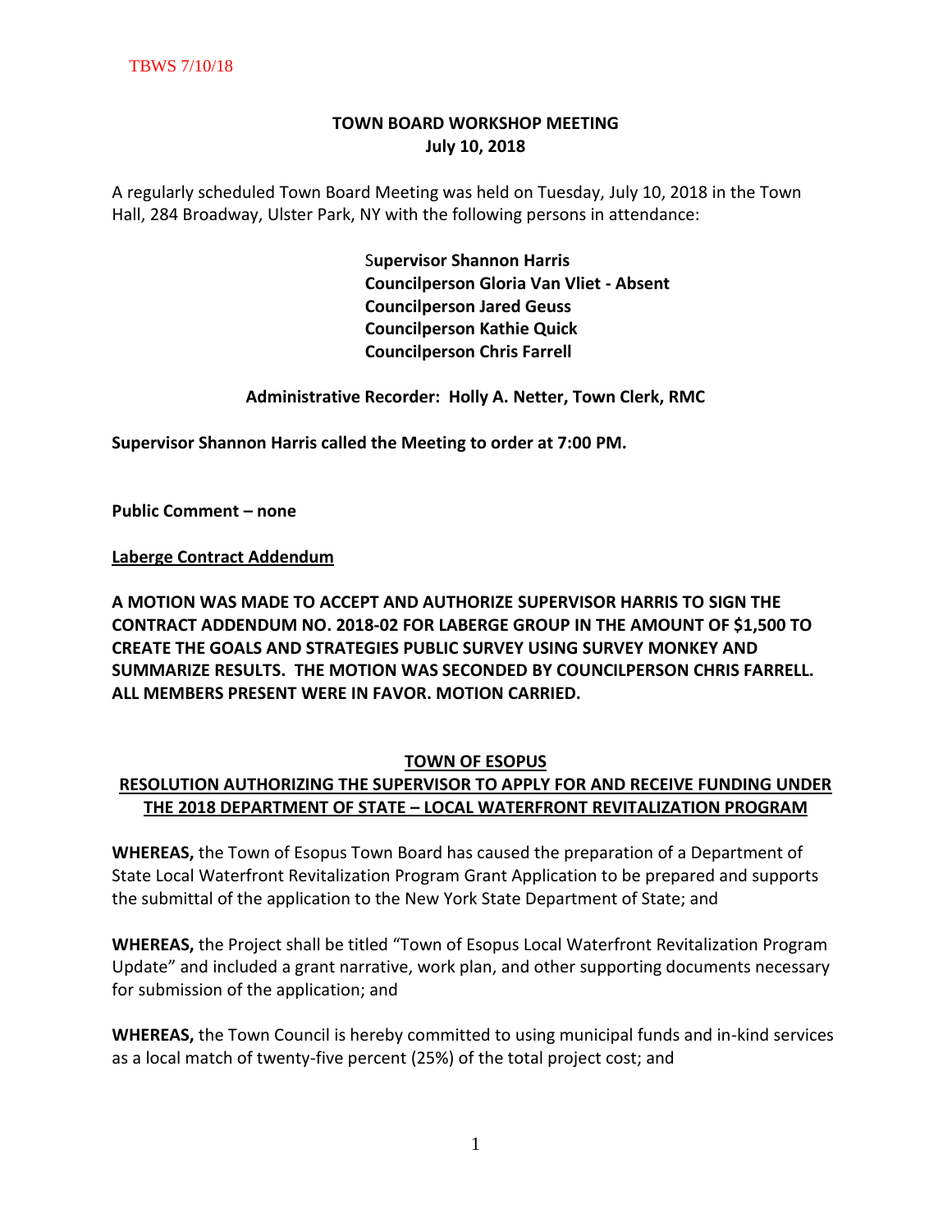**TOWN BOARD WORKSHOP MEETING**
**July 10, 2018**

A regularly scheduled Town Board Meeting was held on Tuesday, July 10, 2018 in the Town Hall, 284 Broadway, Ulster Park, NY with the following persons in attendance:

**Supervisor Shannon Harris**
**Councilperson Gloria Van Vliet - Absent**
**Councilperson Jared Geuss**
**Councilperson Kathie Quick**
**Councilperson Chris Farrell**

**Administrative Recorder: Holly A. Netter, Town Clerk, RMC**

**Supervisor Shannon Harris called the Meeting to order at 7:00 PM.**

**Public Comment – none**

**Laberge Contract Addendum**

**A MOTION WAS MADE TO ACCEPT AND AUTHORIZE SUPERVISOR HARRIS TO SIGN THE CONTRACT ADDENDUM NO. 2018-02 FOR LABERGE GROUP IN THE AMOUNT OF $1,500 TO CREATE THE GOALS AND STRATEGIES PUBLIC SURVEY USING SURVEY MONKEY AND SUMMARIZE RESULTS. THE MOTION WAS SECONDED BY COUNCILPERSON CHRIS FARRELL. ALL MEMBERS PRESENT WERE IN FAVOR. MOTION CARRIED.**

**TOWN OF ESOPUS**
**RESOLUTION AUTHORIZING THE SUPERVISOR TO APPLY FOR AND RECEIVE FUNDING UNDER THE 2018 DEPARTMENT OF STATE – LOCAL WATERFRONT REVITALIZATION PROGRAM**

**WHEREAS,** the Town of Esopus Town Board has caused the preparation of a Department of State Local Waterfront Revitalization Program Grant Application to be prepared and supports the submittal of the application to the New York State Department of State; and

**WHEREAS,** the Project shall be titled "Town of Esopus Local Waterfront Revitalization Program Update" and included a grant narrative, work plan, and other supporting documents necessary for submission of the application; and

**WHEREAS,** the Town Council is hereby committed to using municipal funds and in-kind services as a local match of twenty-five percent (25%) of the total project cost; and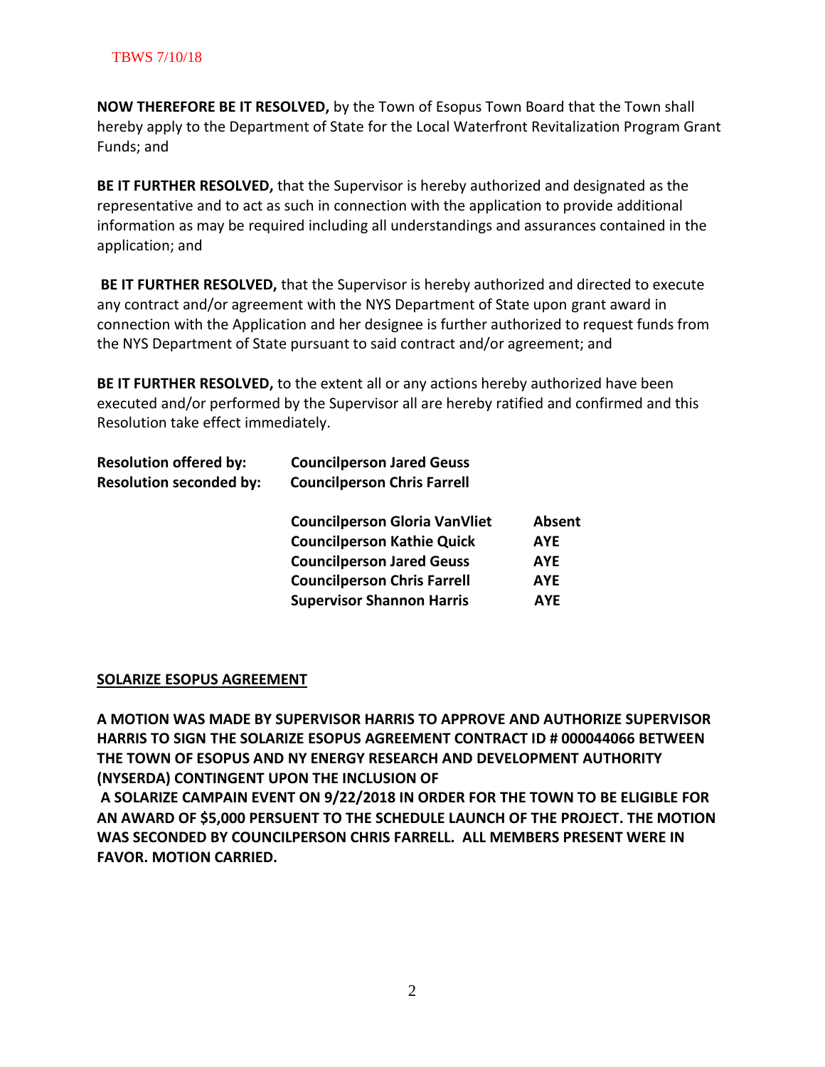**NOW THEREFORE BE IT RESOLVED,** by the Town of Esopus Town Board that the Town shall hereby apply to the Department of State for the Local Waterfront Revitalization Program Grant Funds; and

**BE IT FURTHER RESOLVED,** that the Supervisor is hereby authorized and designated as the representative and to act as such in connection with the application to provide additional information as may be required including all understandings and assurances contained in the application; and

**BE IT FURTHER RESOLVED,** that the Supervisor is hereby authorized and directed to execute any contract and/or agreement with the NYS Department of State upon grant award in connection with the Application and her designee is further authorized to request funds from the NYS Department of State pursuant to said contract and/or agreement; and

**BE IT FURTHER RESOLVED,** to the extent all or any actions hereby authorized have been executed and/or performed by the Supervisor all are hereby ratified and confirmed and this Resolution take effect immediately.

**Resolution offered by:** **Councilperson Jared Geuss**
**Resolution seconded by:** **Councilperson Chris Farrell**

| | |
|---|---|
| **Councilperson Gloria VanVliet** | **Absent** |
| **Councilperson Kathie Quick** | **AYE** |
| **Councilperson Jared Geuss** | **AYE** |
| **Councilperson Chris Farrell** | **AYE** |
| **Supervisor Shannon Harris** | **AYE** |

**SOLARIZE ESOPUS AGREEMENT**

**A MOTION WAS MADE BY SUPERVISOR HARRIS TO APPROVE AND AUTHORIZE SUPERVISOR HARRIS TO SIGN THE SOLARIZE ESOPUS AGREEMENT CONTRACT ID # 000044066 BETWEEN THE TOWN OF ESOPUS AND NY ENERGY RESEARCH AND DEVELOPMENT AUTHORITY (NYSERDA) CONTINGENT UPON THE INCLUSION OF A SOLARIZE CAMPAIN EVENT ON 9/22/2018 IN ORDER FOR THE TOWN TO BE ELIGIBLE FOR AN AWARD OF $5,000 PERSUENT TO THE SCHEDULE LAUNCH OF THE PROJECT. THE MOTION WAS SECONDED BY COUNCILPERSON CHRIS FARRELL. ALL MEMBERS PRESENT WERE IN FAVOR. MOTION CARRIED.**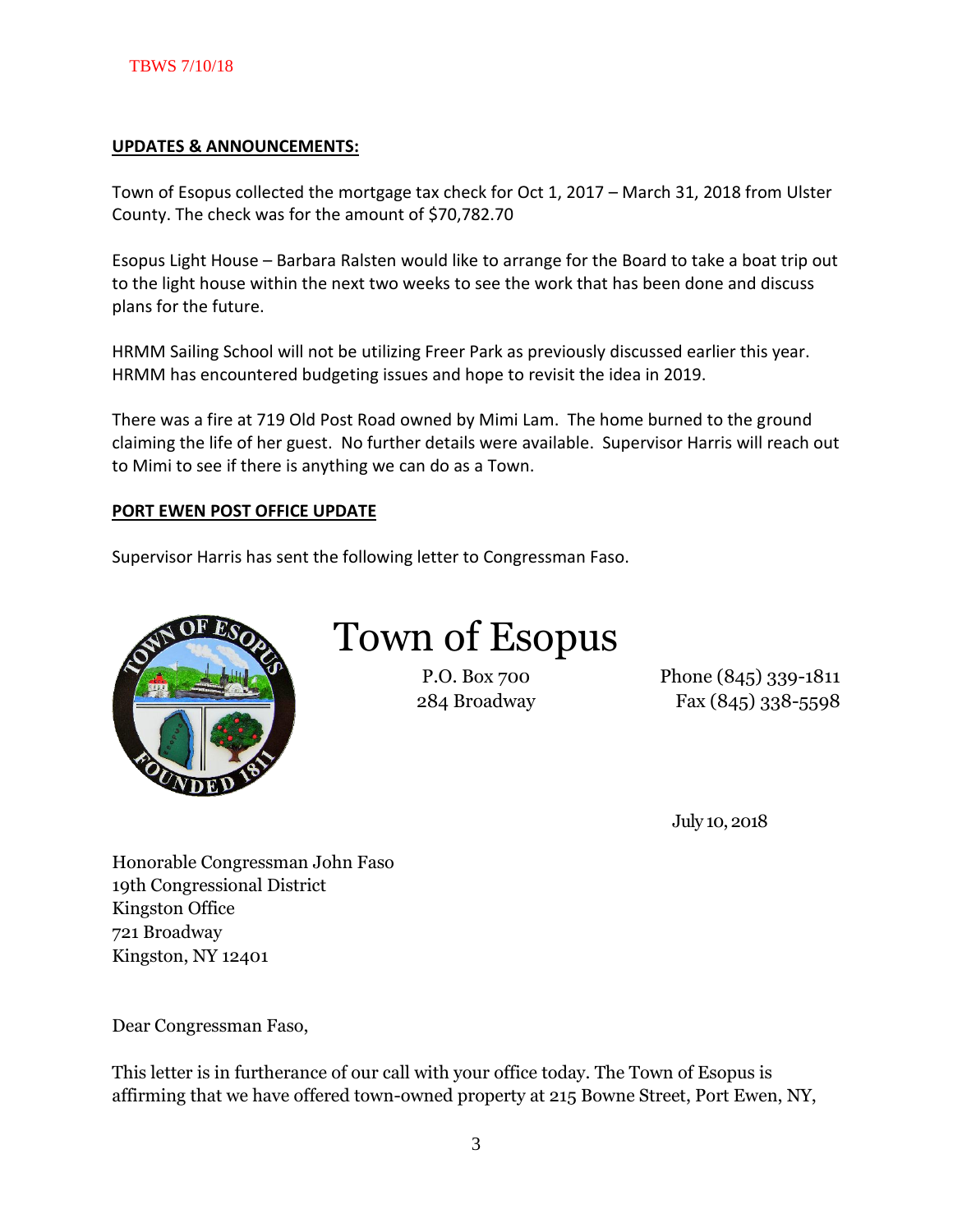TBWS 7/10/18

**UPDATES & ANNOUNCEMENTS:**

Town of Esopus collected the mortgage tax check for Oct 1, 2017 – March 31, 2018 from Ulster County. The check was for the amount of $70,782.70

Esopus Light House – Barbara Ralsten would like to arrange for the Board to take a boat trip out to the light house within the next two weeks to see the work that has been done and discuss plans for the future.

HRMM Sailing School will not be utilizing Freer Park as previously discussed earlier this year. HRMM has encountered budgeting issues and hope to revisit the idea in 2019.

There was a fire at 719 Old Post Road owned by Mimi Lam. The home burned to the ground claiming the life of her guest. No further details were available. Supervisor Harris will reach out to Mimi to see if there is anything we can do as a Town.

**PORT EWEN POST OFFICE UPDATE**

Supervisor Harris has sent the following letter to Congressman Faso.

# Town of Esopus

P.O. Box 700
284 Broadway

Phone (845) 339-1811
Fax (845) 338-5598

July 10, 2018

Honorable Congressman John Faso
19th Congressional District
Kingston Office
721 Broadway
Kingston, NY 12401

Dear Congressman Faso,

This letter is in furtherance of our call with your office today. The Town of Esopus is affirming that we have offered town-owned property at 215 Bowne Street, Port Ewen, NY,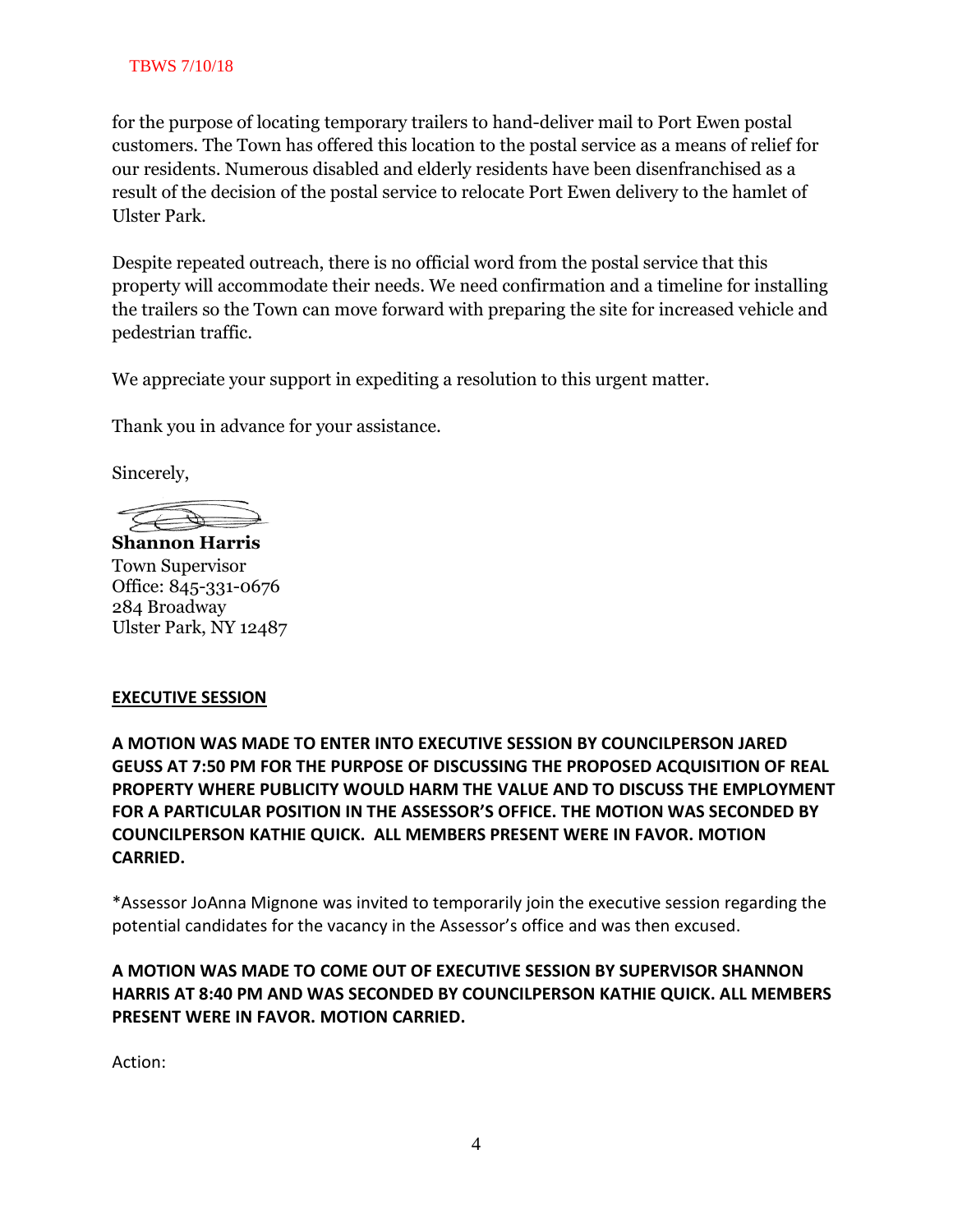for the purpose of locating temporary trailers to hand-deliver mail to Port Ewen postal customers. The Town has offered this location to the postal service as a means of relief for our residents. Numerous disabled and elderly residents have been disenfranchised as a result of the decision of the postal service to relocate Port Ewen delivery to the hamlet of Ulster Park.

Despite repeated outreach, there is no official word from the postal service that this property will accommodate their needs. We need confirmation and a timeline for installing the trailers so the Town can move forward with preparing the site for increased vehicle and pedestrian traffic.

We appreciate your support in expediting a resolution to this urgent matter.

Thank you in advance for your assistance.

Sincerely,

**Shannon Harris**
Town Supervisor
Office: 845-331-0676
284 Broadway
Ulster Park, NY 12487

**EXECUTIVE SESSION**

**A MOTION WAS MADE TO ENTER INTO EXECUTIVE SESSION BY COUNCILPERSON JARED GEUSS AT 7:50 PM FOR THE PURPOSE OF DISCUSSING THE PROPOSED ACQUISITION OF REAL PROPERTY WHERE PUBLICITY WOULD HARM THE VALUE AND TO DISCUSS THE EMPLOYMENT FOR A PARTICULAR POSITION IN THE ASSESSOR'S OFFICE. THE MOTION WAS SECONDED BY COUNCILPERSON KATHIE QUICK. ALL MEMBERS PRESENT WERE IN FAVOR. MOTION CARRIED.**

*Assessor JoAnna Mignone was invited to temporarily join the executive session regarding the potential candidates for the vacancy in the Assessor's office and was then excused.

**A MOTION WAS MADE TO COME OUT OF EXECUTIVE SESSION BY SUPERVISOR SHANNON HARRIS AT 8:40 PM AND WAS SECONDED BY COUNCILPERSON KATHIE QUICK. ALL MEMBERS PRESENT WERE IN FAVOR. MOTION CARRIED.**

Action: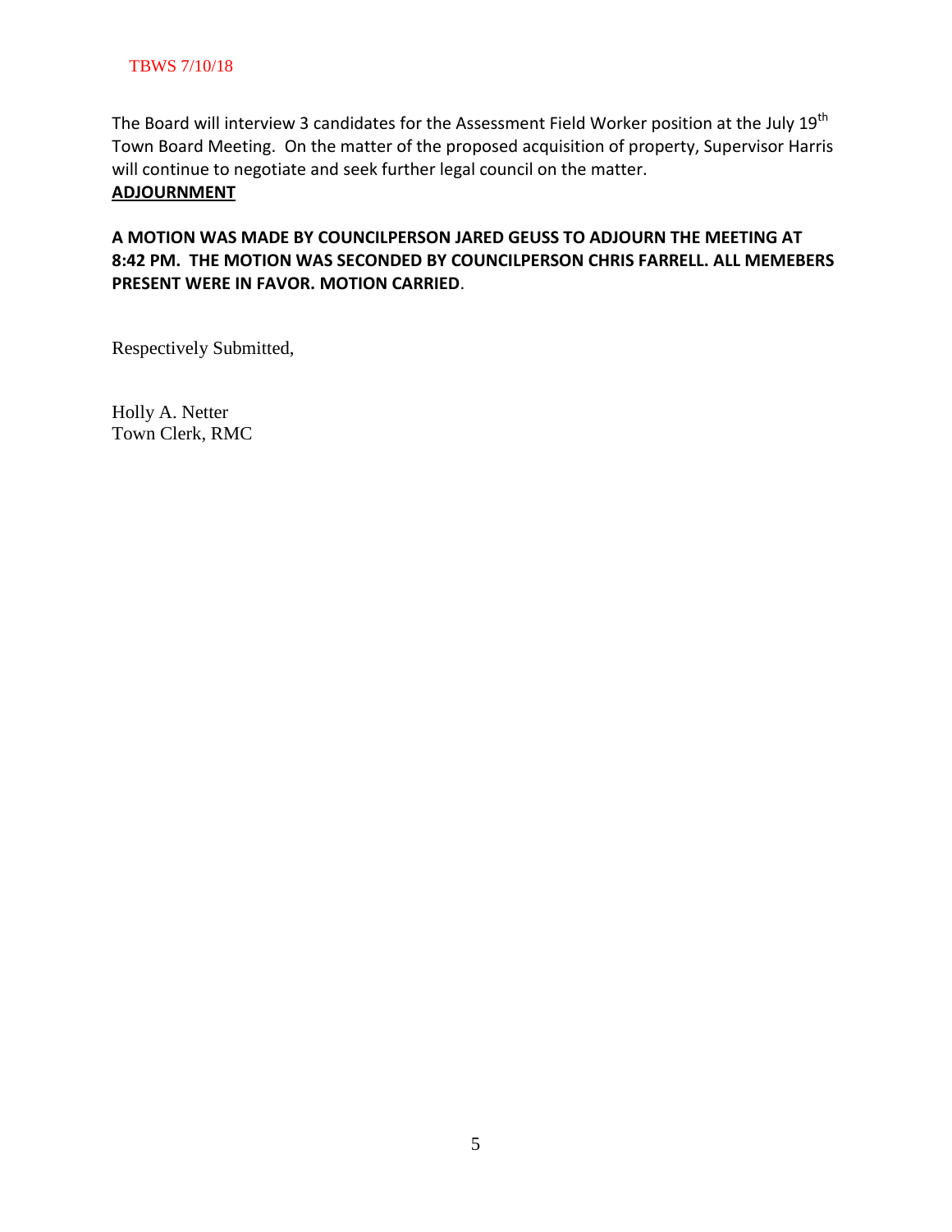The Board will interview 3 candidates for the Assessment Field Worker position at the July 19th Town Board Meeting. On the matter of the proposed acquisition of property, Supervisor Harris will continue to negotiate and seek further legal council on the matter.

**ADJOURNMENT**

**A MOTION WAS MADE BY COUNCILPERSON JARED GEUSS TO ADJOURN THE MEETING AT 8:42 PM. THE MOTION WAS SECONDED BY COUNCILPERSON CHRIS FARRELL. ALL MEMEBERS PRESENT WERE IN FAVOR. MOTION CARRIED**.

Respectively Submitted,

Holly A. Netter
Town Clerk, RMC